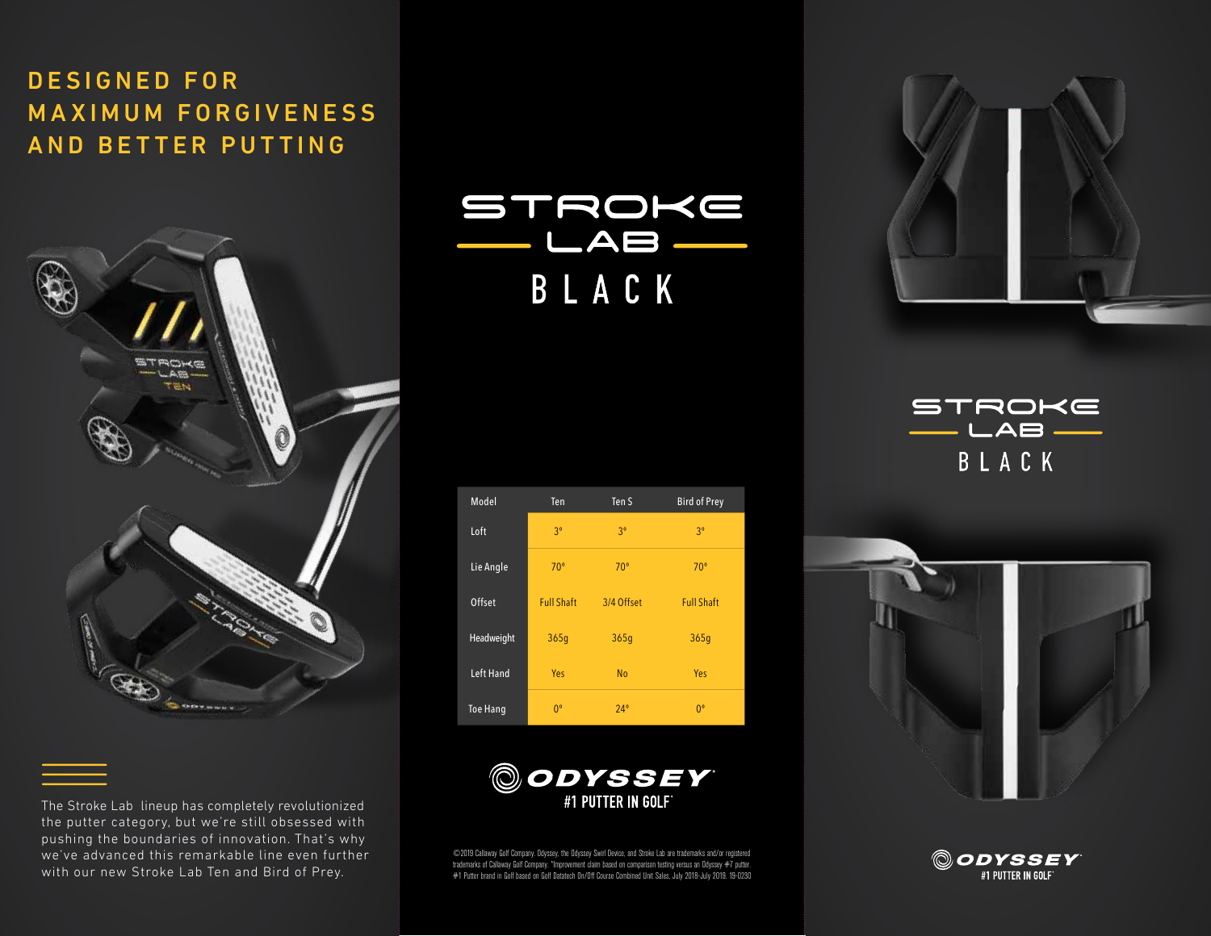# DESIGNED FOR MAXIMUM FORGIVENESS AND BETTER PUTTING

The Stroke Lab lineup has completely revolutionized the putter category, but we're still obsessed with pushing the boundaries of innovation. That's why we've advanced this remarkable line even further with our new Stroke Lab Ten and Bird of Prey.

# STROKE LAB BLACK

| Model | Ten | Ten S | Bird of Prey |
| --- | --- | --- | --- |
| Loft | 3° | 3° | 3° |
| Lie Angle | 70° | 70° | 70° |
| Offset | Full Shaft | 3/4 Offset | Full Shaft |
| Headweight | 365g | 365g | 365g |
| Left Hand | Yes | No | Yes |
| Toe Hang | 0° | 24° | 0° |

**ODYSSEY**
**#1 PUTTER IN GOLF***

©2019 Callaway Golf Company. Odyssey, the Odyssey Swirl Device, and Stroke Lab are trademarks and/or registered trademarks of Callaway Golf Company. *Improvement claim based on comparison testing versus an Odyssey #7 putter. #1 Putter brand in Golf based on Golf Datatech On/Off Course Combined Unit Sales, July 2018-July 2019. 19-0230

# STROKE LAB BLACK

**ODYSSEY**
**#1 PUTTER IN GOLF***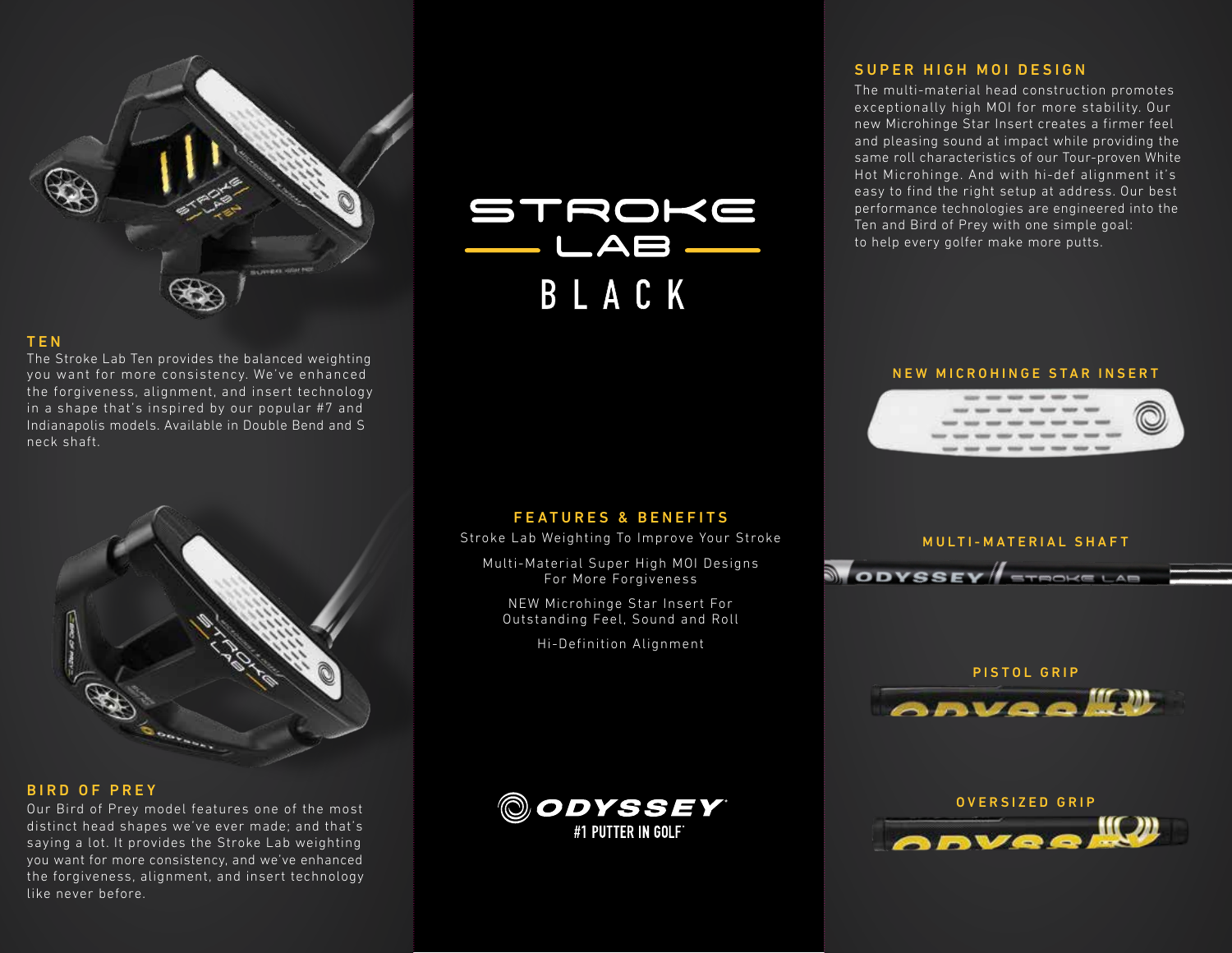## TEN

The Stroke Lab Ten provides the balanced weighting you want for more consistency. We've enhanced the forgiveness, alignment, and insert technology in a shape that's inspired by our popular #7 and Indianapolis models. Available in Double Bend and S neck shaft.

## BIRD OF PREY

Our Bird of Prey model features one of the most distinct head shapes we've ever made; and that's saying a lot. It provides the Stroke Lab weighting you want for more consistency, and we've enhanced the forgiveness, alignment, and insert technology like never before.

# STROKE LAB BLACK

## FEATURES & BENEFITS

Stroke Lab Weighting To Improve Your Stroke

Multi-Material Super High MOI Designs For More Forgiveness

NEW Microhinge Star Insert For Outstanding Feel, Sound and Roll

Hi-Definition Alignment

ODYSSEY
#1 PUTTER IN GOLF

## SUPER HIGH MOI DESIGN

The multi-material head construction promotes exceptionally high MOI for more stability. Our new Microhinge Star Insert creates a firmer feel and pleasing sound at impact while providing the same roll characteristics of our Tour-proven White Hot Microhinge. And with hi-def alignment it's easy to find the right setup at address. Our best performance technologies are engineered into the Ten and Bird of Prey with one simple goal: to help every golfer make more putts.

## NEW MICROHINGE STAR INSERT

## MULTI-MATERIAL SHAFT

## PISTOL GRIP

## OVERSIZED GRIP